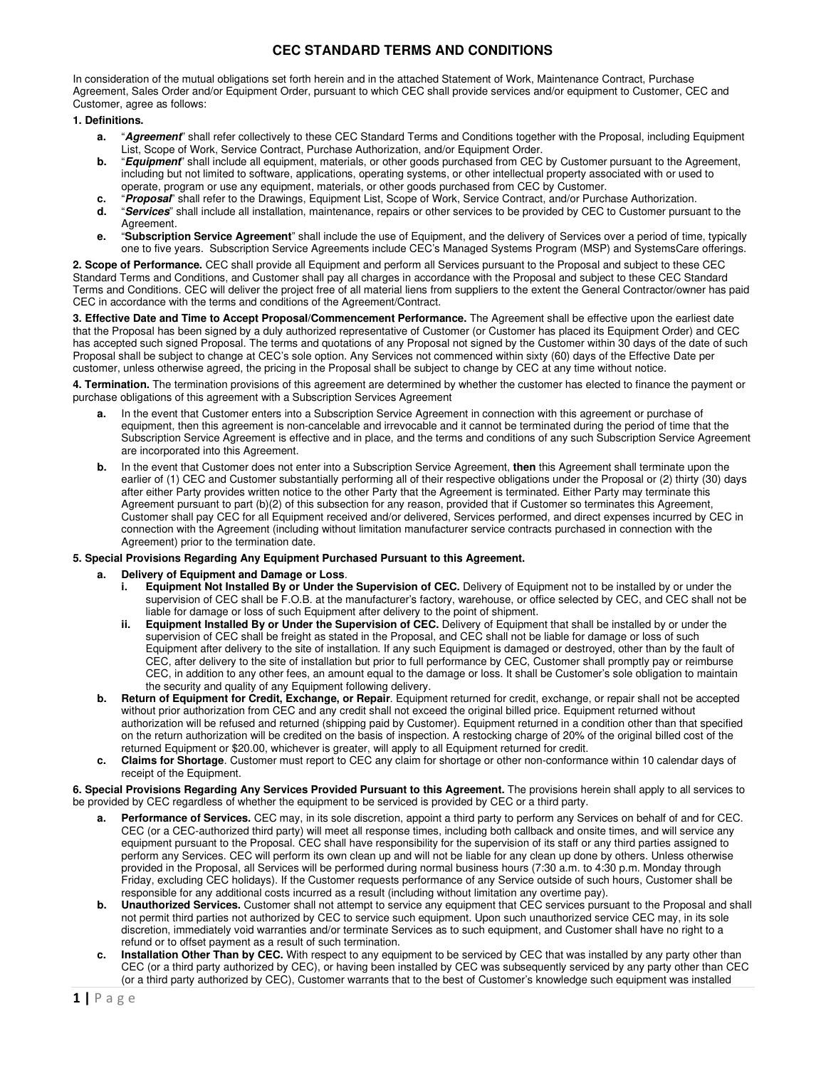# CEC STANDARD TERMS AND CONDITIONS

In consideration of the mutual obligations set forth herein and in the attached Statement of Work, Maintenance Contract, Purchase Agreement, Sales Order and/or Equipment Order, pursuant to which CEC shall provide services and/or equipment to Customer, CEC and Customer, agree as follows:

**1. Definitions.**

- **a.** "***Agreement***" shall refer collectively to these CEC Standard Terms and Conditions together with the Proposal, including Equipment List, Scope of Work, Service Contract, Purchase Authorization, and/or Equipment Order.
- **b.** "***Equipment***" shall include all equipment, materials, or other goods purchased from CEC by Customer pursuant to the Agreement, including but not limited to software, applications, operating systems, or other intellectual property associated with or used to operate, program or use any equipment, materials, or other goods purchased from CEC by Customer.
- **c.** "***Proposal***" shall refer to the Drawings, Equipment List, Scope of Work, Service Contract, and/or Purchase Authorization.
- **d.** "***Services***" shall include all installation, maintenance, repairs or other services to be provided by CEC to Customer pursuant to the Agreement.
- **e.** "**Subscription Service Agreement**" shall include the use of Equipment, and the delivery of Services over a period of time, typically one to five years. Subscription Service Agreements include CEC's Managed Systems Program (MSP) and SystemsCare offerings.

**2. Scope of Performance.** CEC shall provide all Equipment and perform all Services pursuant to the Proposal and subject to these CEC Standard Terms and Conditions, and Customer shall pay all charges in accordance with the Proposal and subject to these CEC Standard Terms and Conditions. CEC will deliver the project free of all material liens from suppliers to the extent the General Contractor/owner has paid CEC in accordance with the terms and conditions of the Agreement/Contract.

**3. Effective Date and Time to Accept Proposal/Commencement Performance.** The Agreement shall be effective upon the earliest date that the Proposal has been signed by a duly authorized representative of Customer (or Customer has placed its Equipment Order) and CEC has accepted such signed Proposal. The terms and quotations of any Proposal not signed by the Customer within 30 days of the date of such Proposal shall be subject to change at CEC's sole option. Any Services not commenced within sixty (60) days of the Effective Date per customer, unless otherwise agreed, the pricing in the Proposal shall be subject to change by CEC at any time without notice.

**4. Termination.** The termination provisions of this agreement are determined by whether the customer has elected to finance the payment or purchase obligations of this agreement with a Subscription Services Agreement

- **a.** In the event that Customer enters into a Subscription Service Agreement in connection with this agreement or purchase of equipment, then this agreement is non-cancelable and irrevocable and it cannot be terminated during the period of time that the Subscription Service Agreement is effective and in place, and the terms and conditions of any such Subscription Service Agreement are incorporated into this Agreement.
- **b.** In the event that Customer does not enter into a Subscription Service Agreement, **then** this Agreement shall terminate upon the earlier of (1) CEC and Customer substantially performing all of their respective obligations under the Proposal or (2) thirty (30) days after either Party provides written notice to the other Party that the Agreement is terminated. Either Party may terminate this Agreement pursuant to part (b)(2) of this subsection for any reason, provided that if Customer so terminates this Agreement, Customer shall pay CEC for all Equipment received and/or delivered, Services performed, and direct expenses incurred by CEC in connection with the Agreement (including without limitation manufacturer service contracts purchased in connection with the Agreement) prior to the termination date.

**5. Special Provisions Regarding Any Equipment Purchased Pursuant to this Agreement.**

- **a. Delivery of Equipment and Damage or Loss**.
  - **i. Equipment Not Installed By or Under the Supervision of CEC.** Delivery of Equipment not to be installed by or under the supervision of CEC shall be F.O.B. at the manufacturer's factory, warehouse, or office selected by CEC, and CEC shall not be liable for damage or loss of such Equipment after delivery to the point of shipment.
  - **ii. Equipment Installed By or Under the Supervision of CEC.** Delivery of Equipment that shall be installed by or under the supervision of CEC shall be freight as stated in the Proposal, and CEC shall not be liable for damage or loss of such Equipment after delivery to the site of installation. If any such Equipment is damaged or destroyed, other than by the fault of CEC, after delivery to the site of installation but prior to full performance by CEC, Customer shall promptly pay or reimburse CEC, in addition to any other fees, an amount equal to the damage or loss. It shall be Customer's sole obligation to maintain the security and quality of any Equipment following delivery.
- **b. Return of Equipment for Credit, Exchange, or Repair**. Equipment returned for credit, exchange, or repair shall not be accepted without prior authorization from CEC and any credit shall not exceed the original billed price. Equipment returned without authorization will be refused and returned (shipping paid by Customer). Equipment returned in a condition other than that specified on the return authorization will be credited on the basis of inspection. A restocking charge of 20% of the original billed cost of the returned Equipment or $20.00, whichever is greater, will apply to all Equipment returned for credit.
- **c. Claims for Shortage**. Customer must report to CEC any claim for shortage or other non-conformance within 10 calendar days of receipt of the Equipment.

**6. Special Provisions Regarding Any Services Provided Pursuant to this Agreement.** The provisions herein shall apply to all services to be provided by CEC regardless of whether the equipment to be serviced is provided by CEC or a third party.

- **a. Performance of Services.** CEC may, in its sole discretion, appoint a third party to perform any Services on behalf of and for CEC. CEC (or a CEC-authorized third party) will meet all response times, including both callback and onsite times, and will service any equipment pursuant to the Proposal. CEC shall have responsibility for the supervision of its staff or any third parties assigned to perform any Services. CEC will perform its own clean up and will not be liable for any clean up done by others. Unless otherwise provided in the Proposal, all Services will be performed during normal business hours (7:30 a.m. to 4:30 p.m. Monday through Friday, excluding CEC holidays). If the Customer requests performance of any Service outside of such hours, Customer shall be responsible for any additional costs incurred as a result (including without limitation any overtime pay).
- **b. Unauthorized Services.** Customer shall not attempt to service any equipment that CEC services pursuant to the Proposal and shall not permit third parties not authorized by CEC to service such equipment. Upon such unauthorized service CEC may, in its sole discretion, immediately void warranties and/or terminate Services as to such equipment, and Customer shall have no right to a refund or to offset payment as a result of such termination.
- **c. Installation Other Than by CEC.** With respect to any equipment to be serviced by CEC that was installed by any party other than CEC (or a third party authorized by CEC), or having been installed by CEC was subsequently serviced by any party other than CEC (or a third party authorized by CEC), Customer warrants that to the best of Customer's knowledge such equipment was installed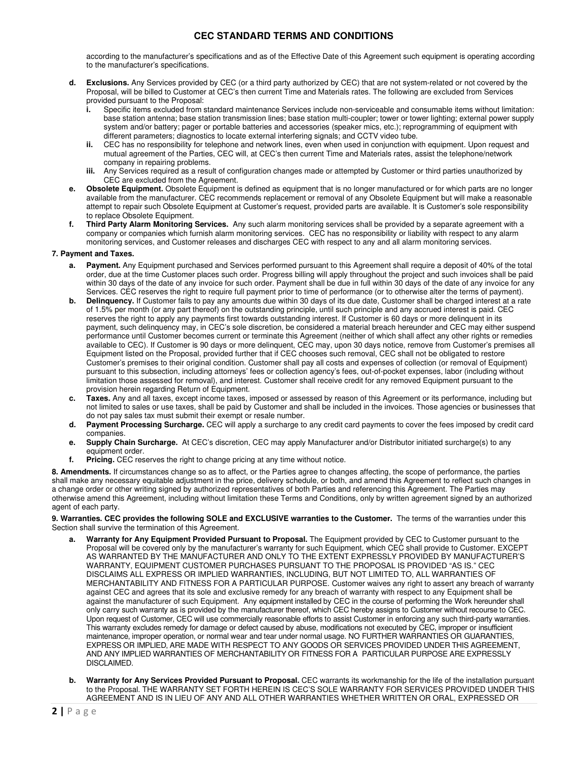according to the manufacturer's specifications and as of the Effective Date of this Agreement such equipment is operating according to the manufacturer's specifications.

- **d. Exclusions.** Any Services provided by CEC (or a third party authorized by CEC) that are not system-related or not covered by the Proposal, will be billed to Customer at CEC's then current Time and Materials rates. The following are excluded from Services provided pursuant to the Proposal:
  - **i.** Specific items excluded from standard maintenance Services include non-serviceable and consumable items without limitation: base station antenna; base station transmission lines; base station multi-coupler; tower or tower lighting; external power supply system and/or battery; pager or portable batteries and accessories (speaker mics, etc.); reprogramming of equipment with different parameters; diagnostics to locate external interfering signals; and CCTV video tube.
  - **ii.** CEC has no responsibility for telephone and network lines, even when used in conjunction with equipment. Upon request and mutual agreement of the Parties, CEC will, at CEC's then current Time and Materials rates, assist the telephone/network company in repairing problems.
  - **iii.** Any Services required as a result of configuration changes made or attempted by Customer or third parties unauthorized by CEC are excluded from the Agreement.
- **e. Obsolete Equipment.** Obsolete Equipment is defined as equipment that is no longer manufactured or for which parts are no longer available from the manufacturer. CEC recommends replacement or removal of any Obsolete Equipment but will make a reasonable attempt to repair such Obsolete Equipment at Customer's request, provided parts are available. It is Customer's sole responsibility to replace Obsolete Equipment.
- **f. Third Party Alarm Monitoring Services.** Any such alarm monitoring services shall be provided by a separate agreement with a company or companies which furnish alarm monitoring services. CEC has no responsibility or liability with respect to any alarm monitoring services, and Customer releases and discharges CEC with respect to any and all alarm monitoring services.

**7. Payment and Taxes.**

- **a. Payment.** Any Equipment purchased and Services performed pursuant to this Agreement shall require a deposit of 40% of the total order, due at the time Customer places such order. Progress billing will apply throughout the project and such invoices shall be paid within 30 days of the date of any invoice for such order. Payment shall be due in full within 30 days of the date of any invoice for any Services. CEC reserves the right to require full payment prior to time of performance (or to otherwise alter the terms of payment).
- **b. Delinquency.** If Customer fails to pay any amounts due within 30 days of its due date, Customer shall be charged interest at a rate of 1.5% per month (or any part thereof) on the outstanding principle, until such principle and any accrued interest is paid. CEC reserves the right to apply any payments first towards outstanding interest. If Customer is 60 days or more delinquent in its payment, such delinquency may, in CEC's sole discretion, be considered a material breach hereunder and CEC may either suspend performance until Customer becomes current or terminate this Agreement (neither of which shall affect any other rights or remedies available to CEC). If Customer is 90 days or more delinquent, CEC may, upon 30 days notice, remove from Customer's premises all Equipment listed on the Proposal, provided further that if CEC chooses such removal, CEC shall not be obligated to restore Customer's premises to their original condition. Customer shall pay all costs and expenses of collection (or removal of Equipment) pursuant to this subsection, including attorneys' fees or collection agency's fees, out-of-pocket expenses, labor (including without limitation those assessed for removal), and interest. Customer shall receive credit for any removed Equipment pursuant to the provision herein regarding Return of Equipment.
- **c. Taxes.** Any and all taxes, except income taxes, imposed or assessed by reason of this Agreement or its performance, including but not limited to sales or use taxes, shall be paid by Customer and shall be included in the invoices. Those agencies or businesses that do not pay sales tax must submit their exempt or resale number.
- **d. Payment Processing Surcharge.** CEC will apply a surcharge to any credit card payments to cover the fees imposed by credit card companies.
- **e. Supply Chain Surcharge.** At CEC's discretion, CEC may apply Manufacturer and/or Distributor initiated surcharge(s) to any equipment order.
- **f. Pricing.** CEC reserves the right to change pricing at any time without notice.

**8. Amendments.** If circumstances change so as to affect, or the Parties agree to changes affecting, the scope of performance, the parties shall make any necessary equitable adjustment in the price, delivery schedule, or both, and amend this Agreement to reflect such changes in a change order or other writing signed by authorized representatives of both Parties and referencing this Agreement. The Parties may otherwise amend this Agreement, including without limitation these Terms and Conditions, only by written agreement signed by an authorized agent of each party.

**9. Warranties. CEC provides the following SOLE and EXCLUSIVE warranties to the Customer.** The terms of the warranties under this Section shall survive the termination of this Agreement.

- **a. Warranty for Any Equipment Provided Pursuant to Proposal.** The Equipment provided by CEC to Customer pursuant to the Proposal will be covered only by the manufacturer's warranty for such Equipment, which CEC shall provide to Customer. EXCEPT AS WARRANTED BY THE MANUFACTURER AND ONLY TO THE EXTENT EXPRESSLY PROVIDED BY MANUFACTURER'S WARRANTY, EQUIPMENT CUSTOMER PURCHASES PURSUANT TO THE PROPOSAL IS PROVIDED "AS IS." CEC DISCLAIMS ALL EXPRESS OR IMPLIED WARRANTIES, INCLUDING, BUT NOT LIMITED TO, ALL WARRANTIES OF MERCHANTABILITY AND FITNESS FOR A PARTICULAR PURPOSE. Customer waives any right to assert any breach of warranty against CEC and agrees that its sole and exclusive remedy for any breach of warranty with respect to any Equipment shall be against the manufacturer of such Equipment. Any equipment installed by CEC in the course of performing the Work hereunder shall only carry such warranty as is provided by the manufacturer thereof, which CEC hereby assigns to Customer without recourse to CEC. Upon request of Customer, CEC will use commercially reasonable efforts to assist Customer in enforcing any such third-party warranties. This warranty excludes remedy for damage or defect caused by abuse, modifications not executed by CEC, improper or insufficient maintenance, improper operation, or normal wear and tear under normal usage. NO FURTHER WARRANTIES OR GUARANTIES, EXPRESS OR IMPLIED, ARE MADE WITH RESPECT TO ANY GOODS OR SERVICES PROVIDED UNDER THIS AGREEMENT, AND ANY IMPLIED WARRANTIES OF MERCHANTABILITY OR FITNESS FOR A PARTICULAR PURPOSE ARE EXPRESSLY DISCLAIMED.
- **b. Warranty for Any Services Provided Pursuant to Proposal.** CEC warrants its workmanship for the life of the installation pursuant to the Proposal. THE WARRANTY SET FORTH HEREIN IS CEC'S SOLE WARRANTY FOR SERVICES PROVIDED UNDER THIS AGREEMENT AND IS IN LIEU OF ANY AND ALL OTHER WARRANTIES WHETHER WRITTEN OR ORAL, EXPRESSED OR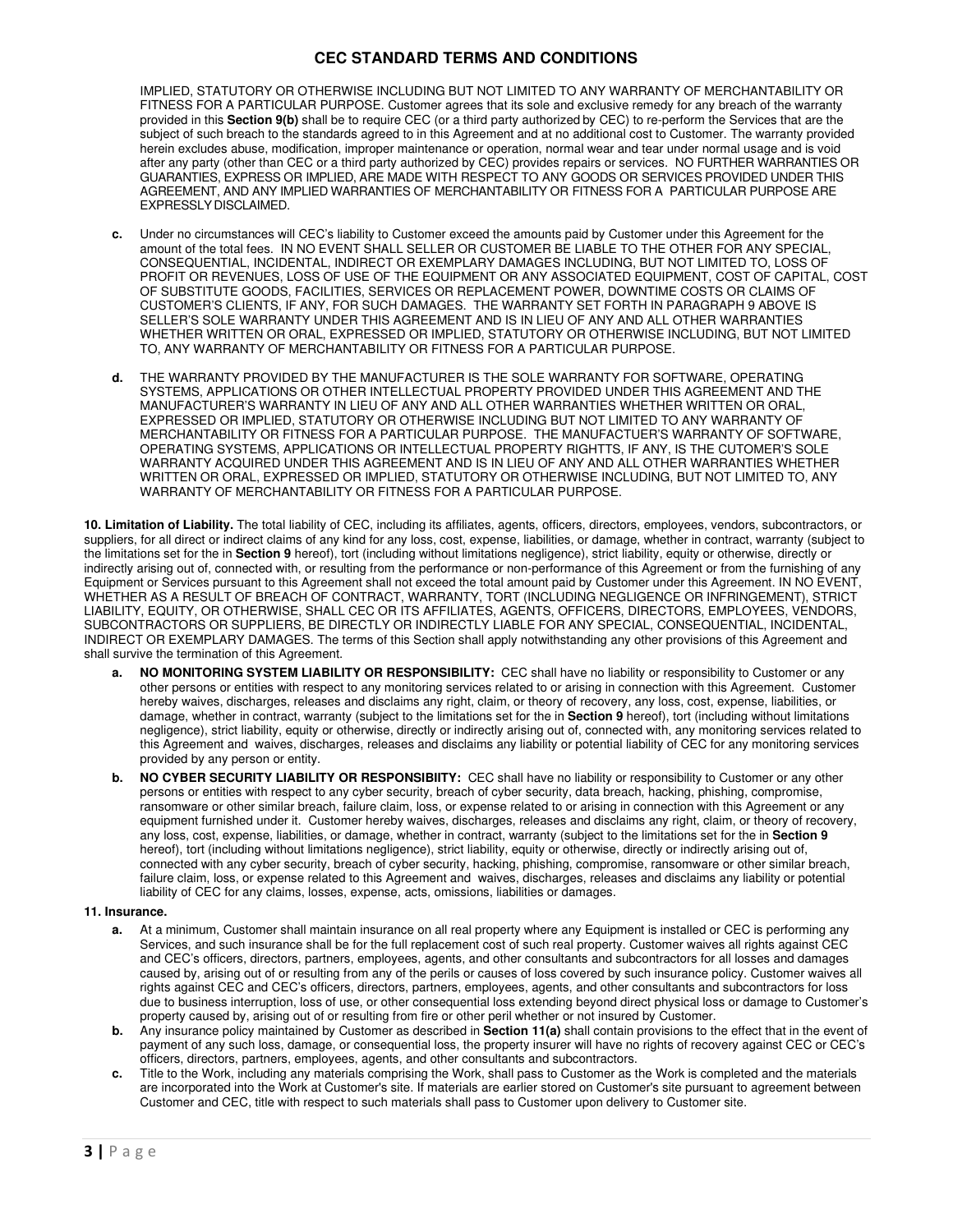IMPLIED, STATUTORY OR OTHERWISE INCLUDING BUT NOT LIMITED TO ANY WARRANTY OF MERCHANTABILITY OR FITNESS FOR A PARTICULAR PURPOSE. Customer agrees that its sole and exclusive remedy for any breach of the warranty provided in this **Section 9(b)** shall be to require CEC (or a third party authorized by CEC) to re-perform the Services that are the subject of such breach to the standards agreed to in this Agreement and at no additional cost to Customer. The warranty provided herein excludes abuse, modification, improper maintenance or operation, normal wear and tear under normal usage and is void after any party (other than CEC or a third party authorized by CEC) provides repairs or services. NO FURTHER WARRANTIES OR GUARANTIES, EXPRESS OR IMPLIED, ARE MADE WITH RESPECT TO ANY GOODS OR SERVICES PROVIDED UNDER THIS AGREEMENT, AND ANY IMPLIED WARRANTIES OF MERCHANTABILITY OR FITNESS FOR A PARTICULAR PURPOSE ARE EXPRESSLY DISCLAIMED.

**c.** Under no circumstances will CEC's liability to Customer exceed the amounts paid by Customer under this Agreement for the amount of the total fees. IN NO EVENT SHALL SELLER OR CUSTOMER BE LIABLE TO THE OTHER FOR ANY SPECIAL, CONSEQUENTIAL, INCIDENTAL, INDIRECT OR EXEMPLARY DAMAGES INCLUDING, BUT NOT LIMITED TO, LOSS OF PROFIT OR REVENUES, LOSS OF USE OF THE EQUIPMENT OR ANY ASSOCIATED EQUIPMENT, COST OF CAPITAL, COST OF SUBSTITUTE GOODS, FACILITIES, SERVICES OR REPLACEMENT POWER, DOWNTIME COSTS OR CLAIMS OF CUSTOMER'S CLIENTS, IF ANY, FOR SUCH DAMAGES. THE WARRANTY SET FORTH IN PARAGRAPH 9 ABOVE IS SELLER'S SOLE WARRANTY UNDER THIS AGREEMENT AND IS IN LIEU OF ANY AND ALL OTHER WARRANTIES WHETHER WRITTEN OR ORAL, EXPRESSED OR IMPLIED, STATUTORY OR OTHERWISE INCLUDING, BUT NOT LIMITED TO, ANY WARRANTY OF MERCHANTABILITY OR FITNESS FOR A PARTICULAR PURPOSE.

**d.** THE WARRANTY PROVIDED BY THE MANUFACTURER IS THE SOLE WARRANTY FOR SOFTWARE, OPERATING SYSTEMS, APPLICATIONS OR OTHER INTELLECTUAL PROPERTY PROVIDED UNDER THIS AGREEMENT AND THE MANUFACTURER'S WARRANTY IN LIEU OF ANY AND ALL OTHER WARRANTIES WHETHER WRITTEN OR ORAL, EXPRESSED OR IMPLIED, STATUTORY OR OTHERWISE INCLUDING BUT NOT LIMITED TO ANY WARRANTY OF MERCHANTABILITY OR FITNESS FOR A PARTICULAR PURPOSE. THE MANUFACTUER'S WARRANTY OF SOFTWARE, OPERATING SYSTEMS, APPLICATIONS OR INTELLECTUAL PROPERTY RIGHTTS, IF ANY, IS THE CUTOMER'S SOLE WARRANTY ACQUIRED UNDER THIS AGREEMENT AND IS IN LIEU OF ANY AND ALL OTHER WARRANTIES WHETHER WRITTEN OR ORAL, EXPRESSED OR IMPLIED, STATUTORY OR OTHERWISE INCLUDING, BUT NOT LIMITED TO, ANY WARRANTY OF MERCHANTABILITY OR FITNESS FOR A PARTICULAR PURPOSE.

**10. Limitation of Liability.** The total liability of CEC, including its affiliates, agents, officers, directors, employees, vendors, subcontractors, or suppliers, for all direct or indirect claims of any kind for any loss, cost, expense, liabilities, or damage, whether in contract, warranty (subject to the limitations set for the in **Section 9** hereof), tort (including without limitations negligence), strict liability, equity or otherwise, directly or indirectly arising out of, connected with, or resulting from the performance or non-performance of this Agreement or from the furnishing of any Equipment or Services pursuant to this Agreement shall not exceed the total amount paid by Customer under this Agreement. IN NO EVENT, WHETHER AS A RESULT OF BREACH OF CONTRACT, WARRANTY, TORT (INCLUDING NEGLIGENCE OR INFRINGEMENT), STRICT LIABILITY, EQUITY, OR OTHERWISE, SHALL CEC OR ITS AFFILIATES, AGENTS, OFFICERS, DIRECTORS, EMPLOYEES, VENDORS, SUBCONTRACTORS OR SUPPLIERS, BE DIRECTLY OR INDIRECTLY LIABLE FOR ANY SPECIAL, CONSEQUENTIAL, INCIDENTAL, INDIRECT OR EXEMPLARY DAMAGES. The terms of this Section shall apply notwithstanding any other provisions of this Agreement and shall survive the termination of this Agreement.

**a. NO MONITORING SYSTEM LIABILITY OR RESPONSIBILITY:** CEC shall have no liability or responsibility to Customer or any other persons or entities with respect to any monitoring services related to or arising in connection with this Agreement. Customer hereby waives, discharges, releases and disclaims any right, claim, or theory of recovery, any loss, cost, expense, liabilities, or damage, whether in contract, warranty (subject to the limitations set for the in **Section 9** hereof), tort (including without limitations negligence), strict liability, equity or otherwise, directly or indirectly arising out of, connected with, any monitoring services related to this Agreement and waives, discharges, releases and disclaims any liability or potential liability of CEC for any monitoring services provided by any person or entity.

**b. NO CYBER SECURITY LIABILITY OR RESPONSIBIITY:** CEC shall have no liability or responsibility to Customer or any other persons or entities with respect to any cyber security, breach of cyber security, data breach, hacking, phishing, compromise, ransomware or other similar breach, failure claim, loss, or expense related to or arising in connection with this Agreement or any equipment furnished under it. Customer hereby waives, discharges, releases and disclaims any right, claim, or theory of recovery, any loss, cost, expense, liabilities, or damage, whether in contract, warranty (subject to the limitations set for the in **Section 9** hereof), tort (including without limitations negligence), strict liability, equity or otherwise, directly or indirectly arising out of, connected with any cyber security, breach of cyber security, hacking, phishing, compromise, ransomware or other similar breach, failure claim, loss, or expense related to this Agreement and waives, discharges, releases and disclaims any liability or potential liability of CEC for any claims, losses, expense, acts, omissions, liabilities or damages.

**11. Insurance.**

**a.** At a minimum, Customer shall maintain insurance on all real property where any Equipment is installed or CEC is performing any Services, and such insurance shall be for the full replacement cost of such real property. Customer waives all rights against CEC and CEC's officers, directors, partners, employees, agents, and other consultants and subcontractors for all losses and damages caused by, arising out of or resulting from any of the perils or causes of loss covered by such insurance policy. Customer waives all rights against CEC and CEC's officers, directors, partners, employees, agents, and other consultants and subcontractors for loss due to business interruption, loss of use, or other consequential loss extending beyond direct physical loss or damage to Customer's property caused by, arising out of or resulting from fire or other peril whether or not insured by Customer.

**b.** Any insurance policy maintained by Customer as described in **Section 11(a)** shall contain provisions to the effect that in the event of payment of any such loss, damage, or consequential loss, the property insurer will have no rights of recovery against CEC or CEC's officers, directors, partners, employees, agents, and other consultants and subcontractors.

**c.** Title to the Work, including any materials comprising the Work, shall pass to Customer as the Work is completed and the materials are incorporated into the Work at Customer's site. If materials are earlier stored on Customer's site pursuant to agreement between Customer and CEC, title with respect to such materials shall pass to Customer upon delivery to Customer site.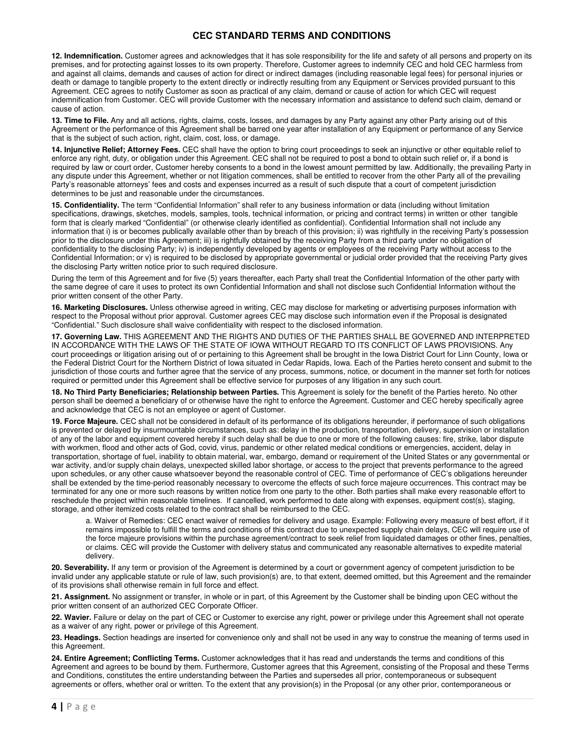## CEC STANDARD TERMS AND CONDITIONS

**12. Indemnification.** Customer agrees and acknowledges that it has sole responsibility for the life and safety of all persons and property on its premises, and for protecting against losses to its own property. Therefore, Customer agrees to indemnify CEC and hold CEC harmless from and against all claims, demands and causes of action for direct or indirect damages (including reasonable legal fees) for personal injuries or death or damage to tangible property to the extent directly or indirectly resulting from any Equipment or Services provided pursuant to this Agreement. CEC agrees to notify Customer as soon as practical of any claim, demand or cause of action for which CEC will request indemnification from Customer. CEC will provide Customer with the necessary information and assistance to defend such claim, demand or cause of action.

**13. Time to File.** Any and all actions, rights, claims, costs, losses, and damages by any Party against any other Party arising out of this Agreement or the performance of this Agreement shall be barred one year after installation of any Equipment or performance of any Service that is the subject of such action, right, claim, cost, loss, or damage.

**14. Injunctive Relief; Attorney Fees.** CEC shall have the option to bring court proceedings to seek an injunctive or other equitable relief to enforce any right, duty, or obligation under this Agreement. CEC shall not be required to post a bond to obtain such relief or, if a bond is required by law or court order, Customer hereby consents to a bond in the lowest amount permitted by law. Additionally, the prevailing Party in any dispute under this Agreement, whether or not litigation commences, shall be entitled to recover from the other Party all of the prevailing Party's reasonable attorneys' fees and costs and expenses incurred as a result of such dispute that a court of competent jurisdiction determines to be just and reasonable under the circumstances.

**15. Confidentiality.** The term "Confidential Information" shall refer to any business information or data (including without limitation specifications, drawings, sketches, models, samples, tools, technical information, or pricing and contract terms) in written or other tangible form that is clearly marked "Confidential" (or otherwise clearly identified as confidential). Confidential Information shall not include any information that i) is or becomes publically available other than by breach of this provision; ii) was rightfully in the receiving Party's possession prior to the disclosure under this Agreement; iii) is rightfully obtained by the receiving Party from a third party under no obligation of confidentiality to the disclosing Party; iv) is independently developed by agents or employees of the receiving Party without access to the Confidential Information; or v) is required to be disclosed by appropriate governmental or judicial order provided that the receiving Party gives the disclosing Party written notice prior to such required disclosure.

During the term of this Agreement and for five (5) years thereafter, each Party shall treat the Confidential Information of the other party with the same degree of care it uses to protect its own Confidential Information and shall not disclose such Confidential Information without the prior written consent of the other Party.

**16. Marketing Disclosures.** Unless otherwise agreed in writing, CEC may disclose for marketing or advertising purposes information with respect to the Proposal without prior approval. Customer agrees CEC may disclose such information even if the Proposal is designated "Confidential." Such disclosure shall waive confidentiality with respect to the disclosed information.

**17. Governing Law.** THIS AGREEMENT AND THE RIGHTS AND DUTIES OF THE PARTIES SHALL BE GOVERNED AND INTERPRETED IN ACCORDANCE WITH THE LAWS OF THE STATE OF IOWA WITHOUT REGARD TO ITS CONFLICT OF LAWS PROVISIONS. Any court proceedings or litigation arising out of or pertaining to this Agreement shall be brought in the Iowa District Court for Linn County, Iowa or the Federal District Court for the Northern District of Iowa situated in Cedar Rapids, Iowa. Each of the Parties hereto consent and submit to the jurisdiction of those courts and further agree that the service of any process, summons, notice, or document in the manner set forth for notices required or permitted under this Agreement shall be effective service for purposes of any litigation in any such court.

**18. No Third Party Beneficiaries; Relationship between Parties.** This Agreement is solely for the benefit of the Parties hereto. No other person shall be deemed a beneficiary of or otherwise have the right to enforce the Agreement. Customer and CEC hereby specifically agree and acknowledge that CEC is not an employee or agent of Customer.

**19. Force Majeure.** CEC shall not be considered in default of its performance of its obligations hereunder, if performance of such obligations is prevented or delayed by insurmountable circumstances, such as: delay in the production, transportation, delivery, supervision or installation of any of the labor and equipment covered hereby if such delay shall be due to one or more of the following causes: fire, strike, labor dispute with workmen, flood and other acts of God, covid, virus, pandemic or other related medical conditions or emergencies, accident, delay in transportation, shortage of fuel, inability to obtain material, war, embargo, demand or requirement of the United States or any governmental or war activity, and/or supply chain delays, unexpected skilled labor shortage, or access to the project that prevents performance to the agreed upon schedules, or any other cause whatsoever beyond the reasonable control of CEC. Time of performance of CEC's obligations hereunder shall be extended by the time-period reasonably necessary to overcome the effects of such force majeure occurrences. This contract may be terminated for any one or more such reasons by written notice from one party to the other. Both parties shall make every reasonable effort to reschedule the project within reasonable timelines. If cancelled, work performed to date along with expenses, equipment cost(s), staging, storage, and other itemized costs related to the contract shall be reimbursed to the CEC.

> a. Waiver of Remedies: CEC enact waiver of remedies for delivery and usage. Example: Following every measure of best effort, if it remains impossible to fulfill the terms and conditions of this contract due to unexpected supply chain delays, CEC will require use of the force majeure provisions within the purchase agreement/contract to seek relief from liquidated damages or other fines, penalties, or claims. CEC will provide the Customer with delivery status and communicated any reasonable alternatives to expedite material delivery.

**20. Severability.** If any term or provision of the Agreement is determined by a court or government agency of competent jurisdiction to be invalid under any applicable statute or rule of law, such provision(s) are, to that extent, deemed omitted, but this Agreement and the remainder of its provisions shall otherwise remain in full force and effect.

**21. Assignment.** No assignment or transfer, in whole or in part, of this Agreement by the Customer shall be binding upon CEC without the prior written consent of an authorized CEC Corporate Officer.

**22. Wavier.** Failure or delay on the part of CEC or Customer to exercise any right, power or privilege under this Agreement shall not operate as a waiver of any right, power or privilege of this Agreement.

**23. Headings.** Section headings are inserted for convenience only and shall not be used in any way to construe the meaning of terms used in this Agreement.

**24. Entire Agreement; Conflicting Terms.** Customer acknowledges that it has read and understands the terms and conditions of this Agreement and agrees to be bound by them. Furthermore, Customer agrees that this Agreement, consisting of the Proposal and these Terms and Conditions, constitutes the entire understanding between the Parties and supersedes all prior, contemporaneous or subsequent agreements or offers, whether oral or written. To the extent that any provision(s) in the Proposal (or any other prior, contemporaneous or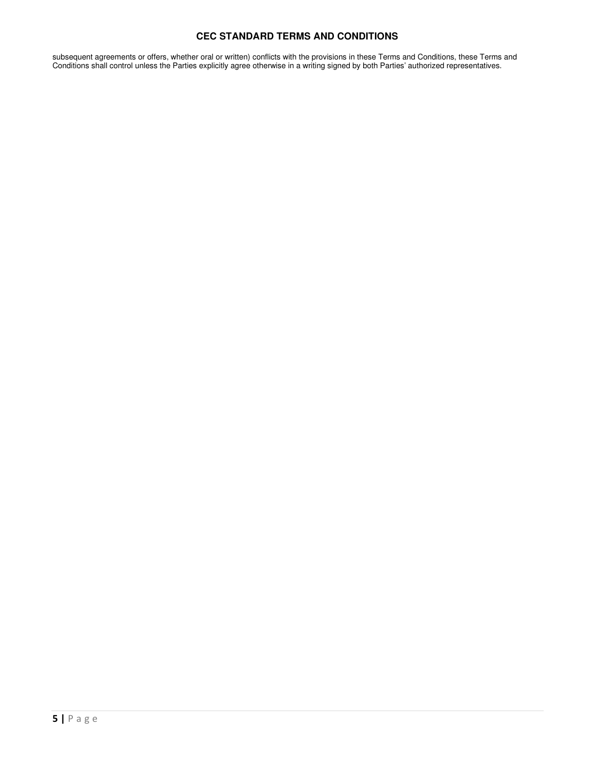subsequent agreements or offers, whether oral or written) conflicts with the provisions in these Terms and Conditions, these Terms and Conditions shall control unless the Parties explicitly agree otherwise in a writing signed by both Parties' authorized representatives.